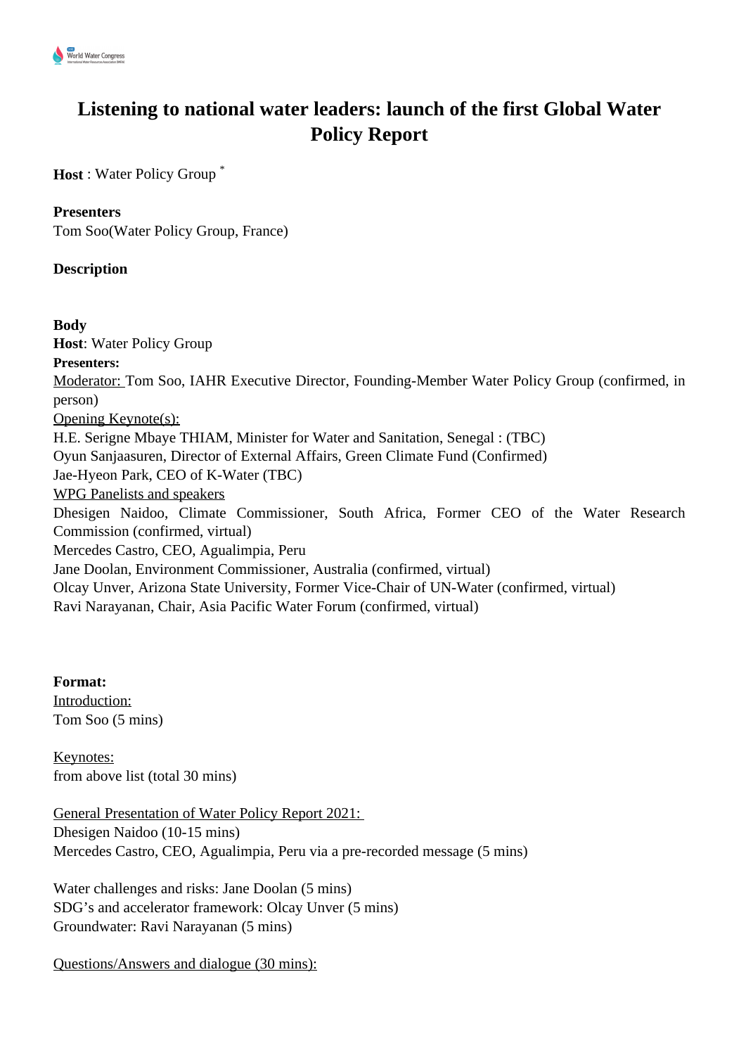# Listening to national water leaders: launch of the first Global Water Policy Report

**Host** : Water Policy Group *

**Presenters**
Tom Soo(Water Policy Group, France)

**Description**

**Body**
**Host**: Water Policy Group
**Presenters:**
Moderator: Tom Soo, IAHR Executive Director, Founding-Member Water Policy Group (confirmed, in person)
Opening Keynote(s):
H.E. Serigne Mbaye THIAM, Minister for Water and Sanitation, Senegal : (TBC)
Oyun Sanjaasuren, Director of External Affairs, Green Climate Fund (Confirmed)
Jae-Hyeon Park, CEO of K-Water (TBC)
WPG Panelists and speakers
Dhesigen Naidoo, Climate Commissioner, South Africa, Former CEO of the Water Research Commission (confirmed, virtual)
Mercedes Castro, CEO, Agualimpia, Peru
Jane Doolan, Environment Commissioner, Australia (confirmed, virtual)
Olcay Unver, Arizona State University, Former Vice-Chair of UN-Water (confirmed, virtual)
Ravi Narayanan, Chair, Asia Pacific Water Forum (confirmed, virtual)

**Format:**
Introduction:
Tom Soo (5 mins)

Keynotes:
from above list (total 30 mins)

General Presentation of Water Policy Report 2021:
Dhesigen Naidoo (10-15 mins)
Mercedes Castro, CEO, Agualimpia, Peru via a pre-recorded message (5 mins)

Water challenges and risks: Jane Doolan (5 mins)
SDG's and accelerator framework: Olcay Unver (5 mins)
Groundwater: Ravi Narayanan (5 mins)

Questions/Answers and dialogue (30 mins):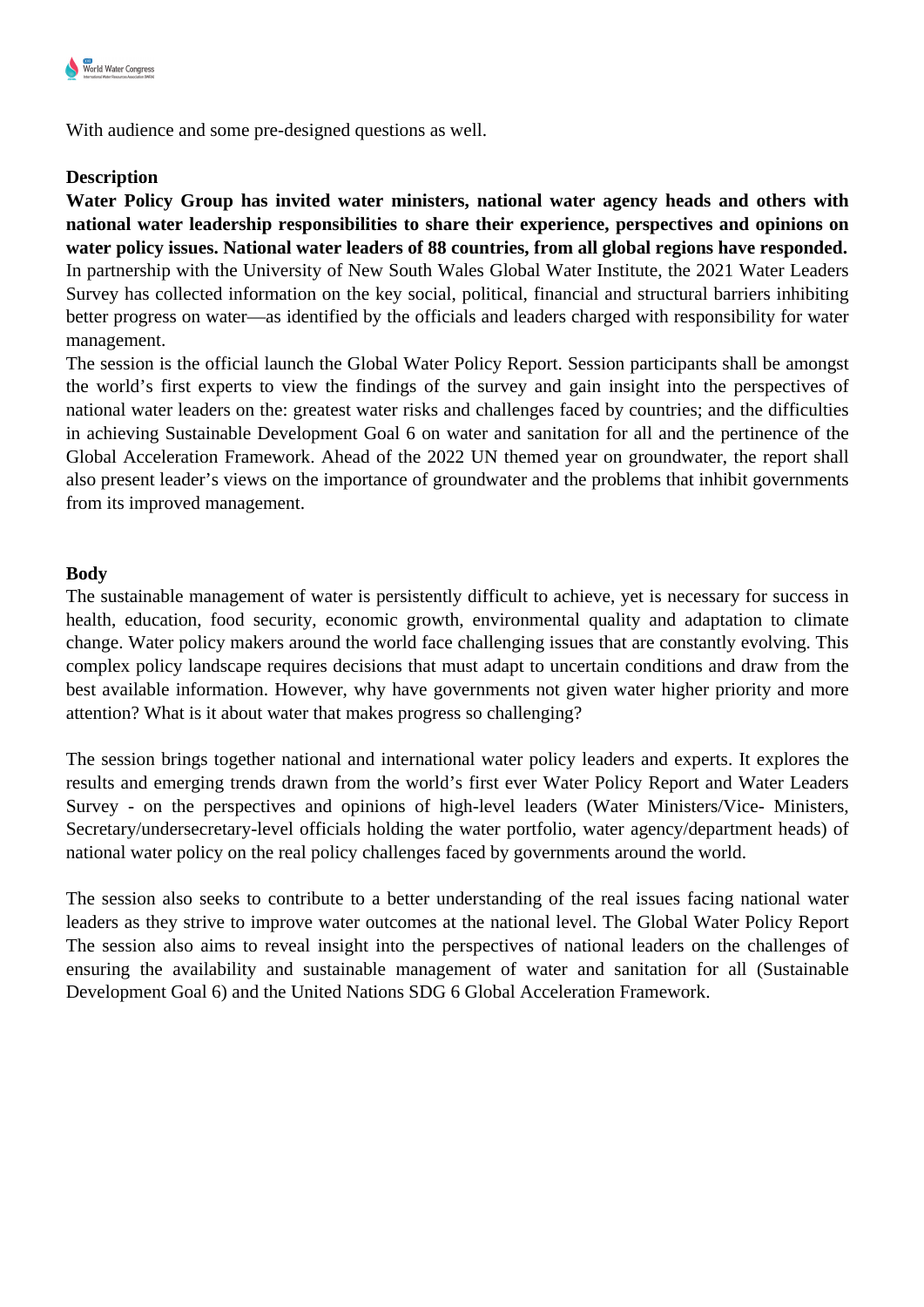With audience and some pre-designed questions as well.

**Description**

**Water Policy Group has invited water ministers, national water agency heads and others with national water leadership responsibilities to share their experience, perspectives and opinions on water policy issues. National water leaders of 88 countries, from all global regions have responded.** In partnership with the University of New South Wales Global Water Institute, the 2021 Water Leaders Survey has collected information on the key social, political, financial and structural barriers inhibiting better progress on water—as identified by the officials and leaders charged with responsibility for water management.

The session is the official launch the Global Water Policy Report. Session participants shall be amongst the world's first experts to view the findings of the survey and gain insight into the perspectives of national water leaders on the: greatest water risks and challenges faced by countries; and the difficulties in achieving Sustainable Development Goal 6 on water and sanitation for all and the pertinence of the Global Acceleration Framework. Ahead of the 2022 UN themed year on groundwater, the report shall also present leader's views on the importance of groundwater and the problems that inhibit governments from its improved management.

**Body**

The sustainable management of water is persistently difficult to achieve, yet is necessary for success in health, education, food security, economic growth, environmental quality and adaptation to climate change. Water policy makers around the world face challenging issues that are constantly evolving. This complex policy landscape requires decisions that must adapt to uncertain conditions and draw from the best available information. However, why have governments not given water higher priority and more attention? What is it about water that makes progress so challenging?

The session brings together national and international water policy leaders and experts. It explores the results and emerging trends drawn from the world's first ever Water Policy Report and Water Leaders Survey - on the perspectives and opinions of high-level leaders (Water Ministers/Vice- Ministers, Secretary/undersecretary-level officials holding the water portfolio, water agency/department heads) of national water policy on the real policy challenges faced by governments around the world.

The session also seeks to contribute to a better understanding of the real issues facing national water leaders as they strive to improve water outcomes at the national level. The Global Water Policy Report The session also aims to reveal insight into the perspectives of national leaders on the challenges of ensuring the availability and sustainable management of water and sanitation for all (Sustainable Development Goal 6) and the United Nations SDG 6 Global Acceleration Framework.